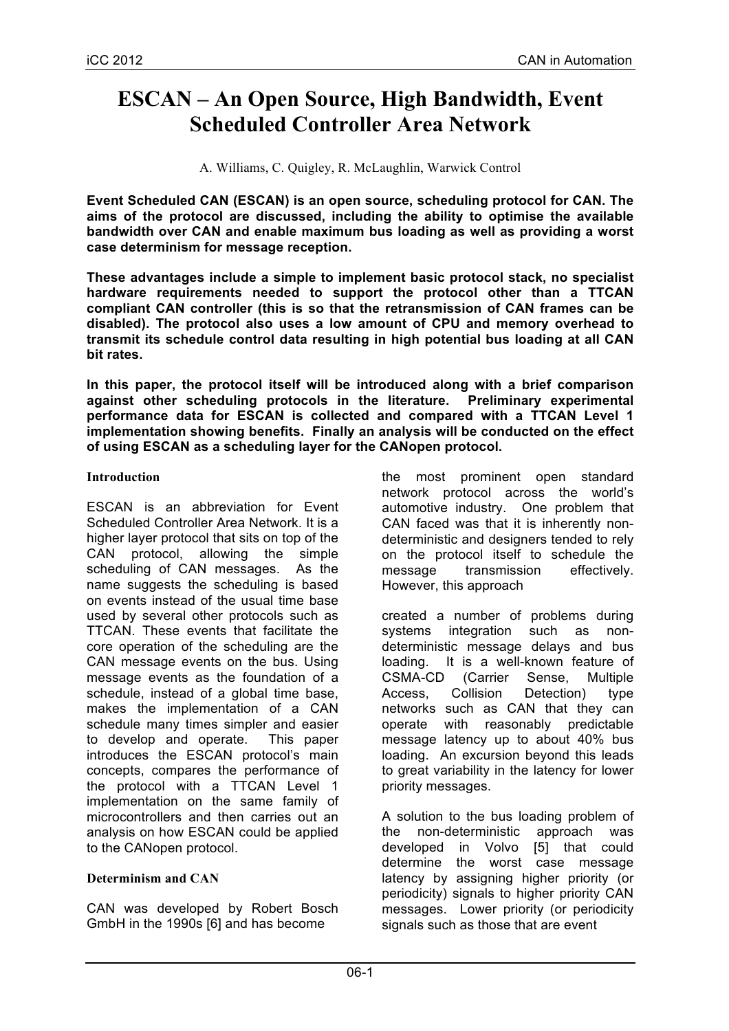# ESCAN – An Open Source, High Bandwidth, Event Scheduled Controller Area Network

A. Williams, C. Quigley, R. McLaughlin, Warwick Control

**Event Scheduled CAN (ESCAN) is an open source, scheduling protocol for CAN. The aims of the protocol are discussed, including the ability to optimise the available bandwidth over CAN and enable maximum bus loading as well as providing a worst case determinism for message reception.**

**These advantages include a simple to implement basic protocol stack, no specialist hardware requirements needed to support the protocol other than a TTCAN compliant CAN controller (this is so that the retransmission of CAN frames can be disabled). The protocol also uses a low amount of CPU and memory overhead to transmit its schedule control data resulting in high potential bus loading at all CAN bit rates.**

**In this paper, the protocol itself will be introduced along with a brief comparison against other scheduling protocols in the literature. Preliminary experimental performance data for ESCAN is collected and compared with a TTCAN Level 1 implementation showing benefits. Finally an analysis will be conducted on the effect of using ESCAN as a scheduling layer for the CANopen protocol.**

## Introduction

ESCAN is an abbreviation for Event Scheduled Controller Area Network. It is a higher layer protocol that sits on top of the CAN protocol, allowing the simple scheduling of CAN messages. As the name suggests the scheduling is based on events instead of the usual time base used by several other protocols such as TTCAN. These events that facilitate the core operation of the scheduling are the CAN message events on the bus. Using message events as the foundation of a schedule, instead of a global time base, makes the implementation of a CAN schedule many times simpler and easier to develop and operate. This paper introduces the ESCAN protocol's main concepts, compares the performance of the protocol with a TTCAN Level 1 implementation on the same family of microcontrollers and then carries out an analysis on how ESCAN could be applied to the CANopen protocol.

## Determinism and CAN

CAN was developed by Robert Bosch GmbH in the 1990s [6] and has become the most prominent open standard network protocol across the world's automotive industry. One problem that CAN faced was that it is inherently non-deterministic and designers tended to rely on the protocol itself to schedule the message transmission effectively. However, this approach

created a number of problems during systems integration such as non-deterministic message delays and bus loading. It is a well-known feature of CSMA-CD (Carrier Sense, Multiple Access, Collision Detection) type networks such as CAN that they can operate with reasonably predictable message latency up to about 40% bus loading. An excursion beyond this leads to great variability in the latency for lower priority messages.

A solution to the bus loading problem of the non-deterministic approach was developed in Volvo [5] that could determine the worst case message latency by assigning higher priority (or periodicity) signals to higher priority CAN messages. Lower priority (or periodicity signals such as those that are event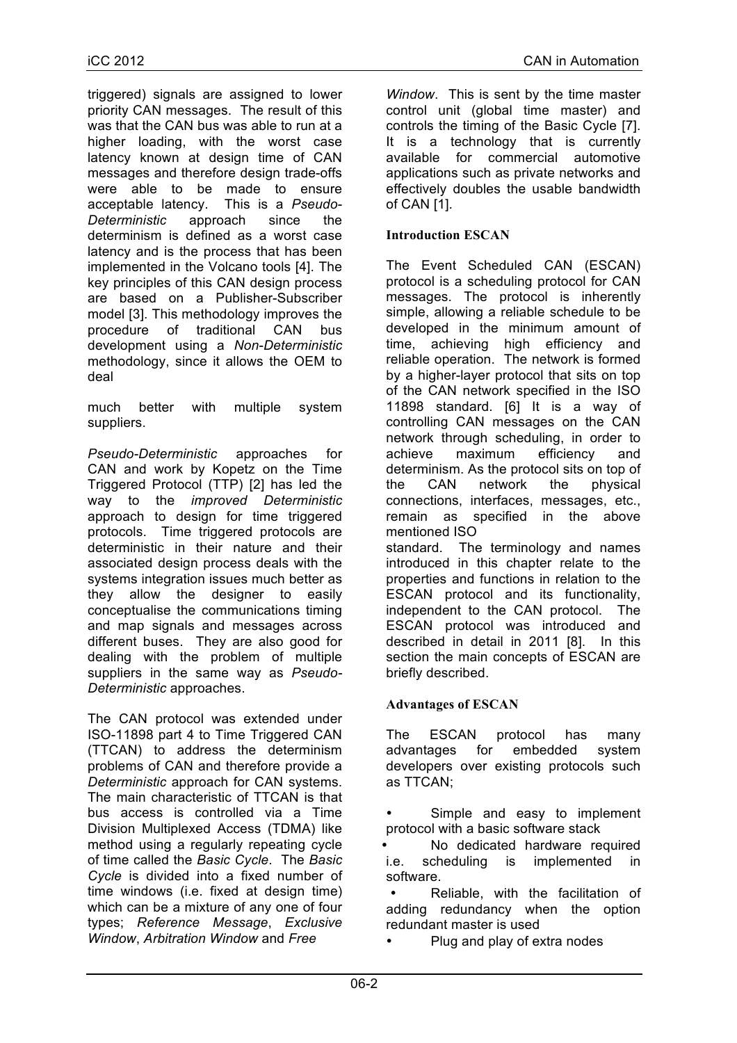triggered) signals are assigned to lower priority CAN messages. The result of this was that the CAN bus was able to run at a higher loading, with the worst case latency known at design time of CAN messages and therefore design trade-offs were able to be made to ensure acceptable latency. This is a *Pseudo-Deterministic* approach since the determinism is defined as a worst case latency and is the process that has been implemented in the Volcano tools [4]. The key principles of this CAN design process are based on a Publisher-Subscriber model [3]. This methodology improves the procedure of traditional CAN bus development using a *Non-Deterministic* methodology, since it allows the OEM to deal

much better with multiple system suppliers.

*Pseudo-Deterministic* approaches for CAN and work by Kopetz on the Time Triggered Protocol (TTP) [2] has led the way to the *improved Deterministic* approach to design for time triggered protocols. Time triggered protocols are deterministic in their nature and their associated design process deals with the systems integration issues much better as they allow the designer to easily conceptualise the communications timing and map signals and messages across different buses. They are also good for dealing with the problem of multiple suppliers in the same way as *Pseudo-Deterministic* approaches.

The CAN protocol was extended under ISO-11898 part 4 to Time Triggered CAN (TTCAN) to address the determinism problems of CAN and therefore provide a *Deterministic* approach for CAN systems. The main characteristic of TTCAN is that bus access is controlled via a Time Division Multiplexed Access (TDMA) like method using a regularly repeating cycle of time called the *Basic Cycle*. The *Basic Cycle* is divided into a fixed number of time windows (i.e. fixed at design time) which can be a mixture of any one of four types; *Reference Message*, *Exclusive Window*, *Arbitration Window* and *Free Window*. This is sent by the time master control unit (global time master) and controls the timing of the Basic Cycle [7]. It is a technology that is currently available for commercial automotive applications such as private networks and effectively doubles the usable bandwidth of CAN [1].

**Introduction ESCAN**

The Event Scheduled CAN (ESCAN) protocol is a scheduling protocol for CAN messages. The protocol is inherently simple, allowing a reliable schedule to be developed in the minimum amount of time, achieving high efficiency and reliable operation. The network is formed by a higher-layer protocol that sits on top of the CAN network specified in the ISO 11898 standard. [6] It is a way of controlling CAN messages on the CAN network through scheduling, in order to achieve maximum efficiency and determinism. As the protocol sits on top of the CAN network the physical connections, interfaces, messages, etc., remain as specified in the above mentioned ISO standard. The terminology and names introduced in this chapter relate to the properties and functions in relation to the ESCAN protocol and its functionality, independent to the CAN protocol. The ESCAN protocol was introduced and described in detail in 2011 [8]. In this section the main concepts of ESCAN are briefly described.

**Advantages of ESCAN**

The ESCAN protocol has many advantages for embedded system developers over existing protocols such as TTCAN;

- Simple and easy to implement protocol with a basic software stack
- No dedicated hardware required i.e. scheduling is implemented in software.
- Reliable, with the facilitation of adding redundancy when the option redundant master is used
- Plug and play of extra nodes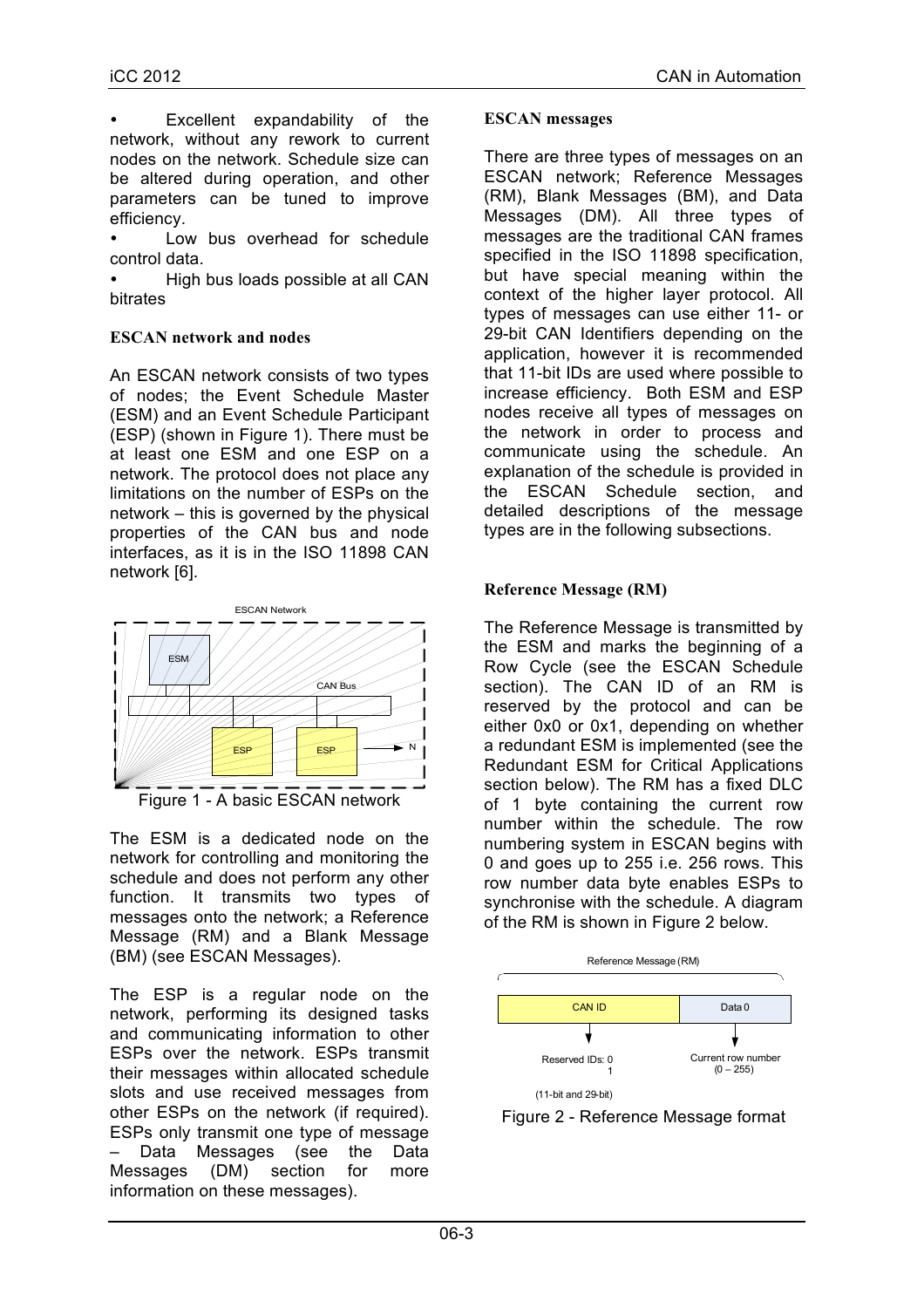- Excellent expandability of the network, without any rework to current nodes on the network. Schedule size can be altered during operation, and other parameters can be tuned to improve efficiency.
- Low bus overhead for schedule control data.
- High bus loads possible at all CAN bitrates

### ESCAN network and nodes

An ESCAN network consists of two types of nodes; the Event Schedule Master (ESM) and an Event Schedule Participant (ESP) (shown in Figure 1). There must be at least one ESM and one ESP on a network. The protocol does not place any limitations on the number of ESPs on the network – this is governed by the physical properties of the CAN bus and node interfaces, as it is in the ISO 11898 CAN network [6].

Figure 1 - A basic ESCAN network

The ESM is a dedicated node on the network for controlling and monitoring the schedule and does not perform any other function. It transmits two types of messages onto the network; a Reference Message (RM) and a Blank Message (BM) (see ESCAN Messages).

The ESP is a regular node on the network, performing its designed tasks and communicating information to other ESPs over the network. ESPs transmit their messages within allocated schedule slots and use received messages from other ESPs on the network (if required). ESPs only transmit one type of message – Data Messages (see the Data Messages (DM) section for more information on these messages).

### ESCAN messages

There are three types of messages on an ESCAN network; Reference Messages (RM), Blank Messages (BM), and Data Messages (DM). All three types of messages are the traditional CAN frames specified in the ISO 11898 specification, but have special meaning within the context of the higher layer protocol. All types of messages can use either 11- or 29-bit CAN Identifiers depending on the application, however it is recommended that 11-bit IDs are used where possible to increase efficiency. Both ESM and ESP nodes receive all types of messages on the network in order to process and communicate using the schedule. An explanation of the schedule is provided in the ESCAN Schedule section, and detailed descriptions of the message types are in the following subsections.

### Reference Message (RM)

The Reference Message is transmitted by the ESM and marks the beginning of a Row Cycle (see the ESCAN Schedule section). The CAN ID of an RM is reserved by the protocol and can be either 0x0 or 0x1, depending on whether a redundant ESM is implemented (see the Redundant ESM for Critical Applications section below). The RM has a fixed DLC of 1 byte containing the current row number within the schedule. The row numbering system in ESCAN begins with 0 and goes up to 255 i.e. 256 rows. This row number data byte enables ESPs to synchronise with the schedule. A diagram of the RM is shown in Figure 2 below.

Figure 2 - Reference Message format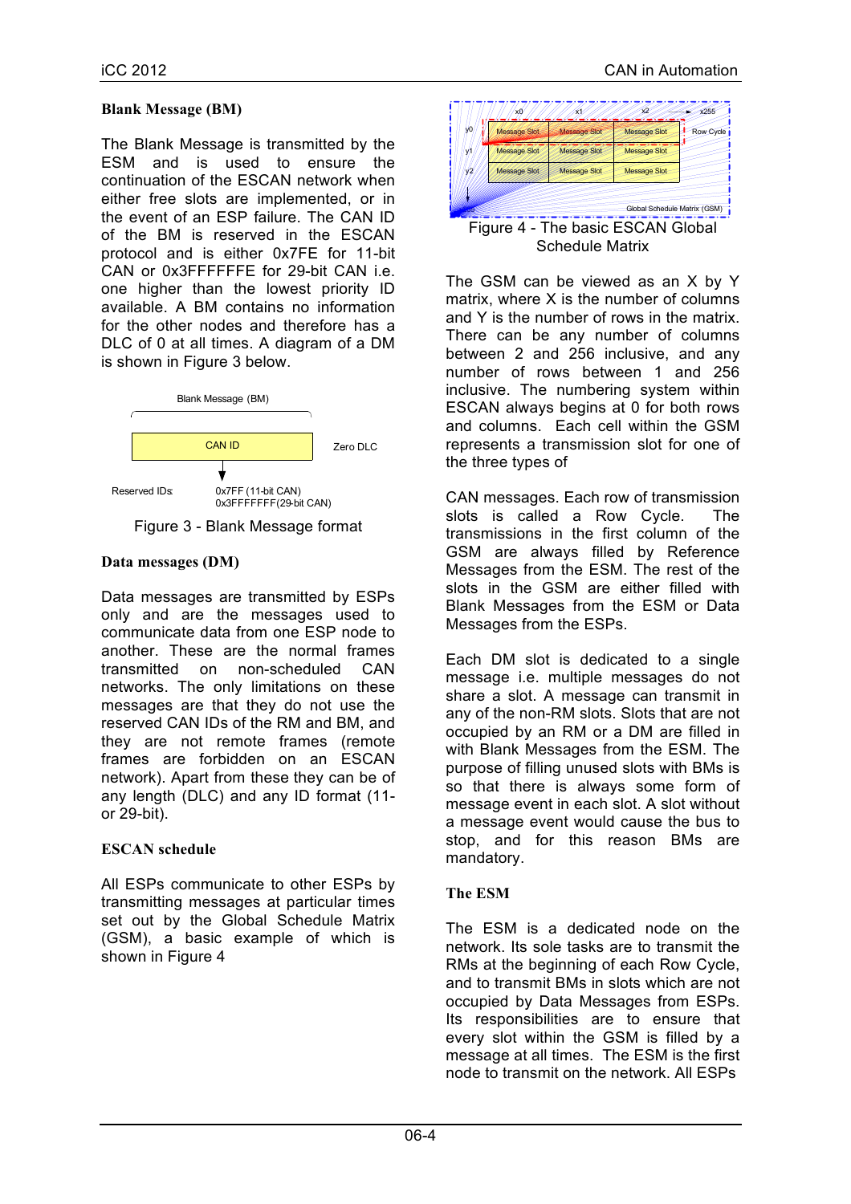**Blank Message (BM)**

The Blank Message is transmitted by the ESM and is used to ensure the continuation of the ESCAN network when either free slots are implemented, or in the event of an ESP failure. The CAN ID of the BM is reserved in the ESCAN protocol and is either 0x7FE for 11-bit CAN or 0x3FFFFFFE for 29-bit CAN i.e. one higher than the lowest priority ID available. A BM contains no information for the other nodes and therefore has a DLC of 0 at all times. A diagram of a DM is shown in Figure 3 below.

Blank Message (BM)

CAN ID

Zero DLC

Reserved IDs: 0x7FF (11-bit CAN) 0x3FFFFFFF(29-bit CAN)

Figure 3 - Blank Message format

**Data messages (DM)**

Data messages are transmitted by ESPs only and are the messages used to communicate data from one ESP node to another. These are the normal frames transmitted on non-scheduled CAN networks. The only limitations on these messages are that they do not use the reserved CAN IDs of the RM and BM, and they are not remote frames (remote frames are forbidden on an ESCAN network). Apart from these they can be of any length (DLC) and any ID format (11- or 29-bit).

**ESCAN schedule**

All ESPs communicate to other ESPs by transmitting messages at particular times set out by the Global Schedule Matrix (GSM), a basic example of which is shown in Figure 4

| | x0 | x1 | x2 | x255 |
|---|---|---|---|---|
| y0 | Message Slot | Message Slot | Message Slot | Row Cycle |
| y1 | Message Slot | Message Slot | Message Slot | |
| y2 | Message Slot | Message Slot | Message Slot | |

Global Schedule Matrix (GSM)

Figure 4 - The basic ESCAN Global Schedule Matrix

The GSM can be viewed as an X by Y matrix, where X is the number of columns and Y is the number of rows in the matrix. There can be any number of columns between 2 and 256 inclusive, and any number of rows between 1 and 256 inclusive. The numbering system within ESCAN always begins at 0 for both rows and columns. Each cell within the GSM represents a transmission slot for one of the three types of

CAN messages. Each row of transmission slots is called a Row Cycle. The transmissions in the first column of the GSM are always filled by Reference Messages from the ESM. The rest of the slots in the GSM are either filled with Blank Messages from the ESM or Data Messages from the ESPs.

Each DM slot is dedicated to a single message i.e. multiple messages do not share a slot. A message can transmit in any of the non-RM slots. Slots that are not occupied by an RM or a DM are filled in with Blank Messages from the ESM. The purpose of filling unused slots with BMs is so that there is always some form of message event in each slot. A slot without a message event would cause the bus to stop, and for this reason BMs are mandatory.

**The ESM**

The ESM is a dedicated node on the network. Its sole tasks are to transmit the RMs at the beginning of each Row Cycle, and to transmit BMs in slots which are not occupied by Data Messages from ESPs. Its responsibilities are to ensure that every slot within the GSM is filled by a message at all times. The ESM is the first node to transmit on the network. All ESPs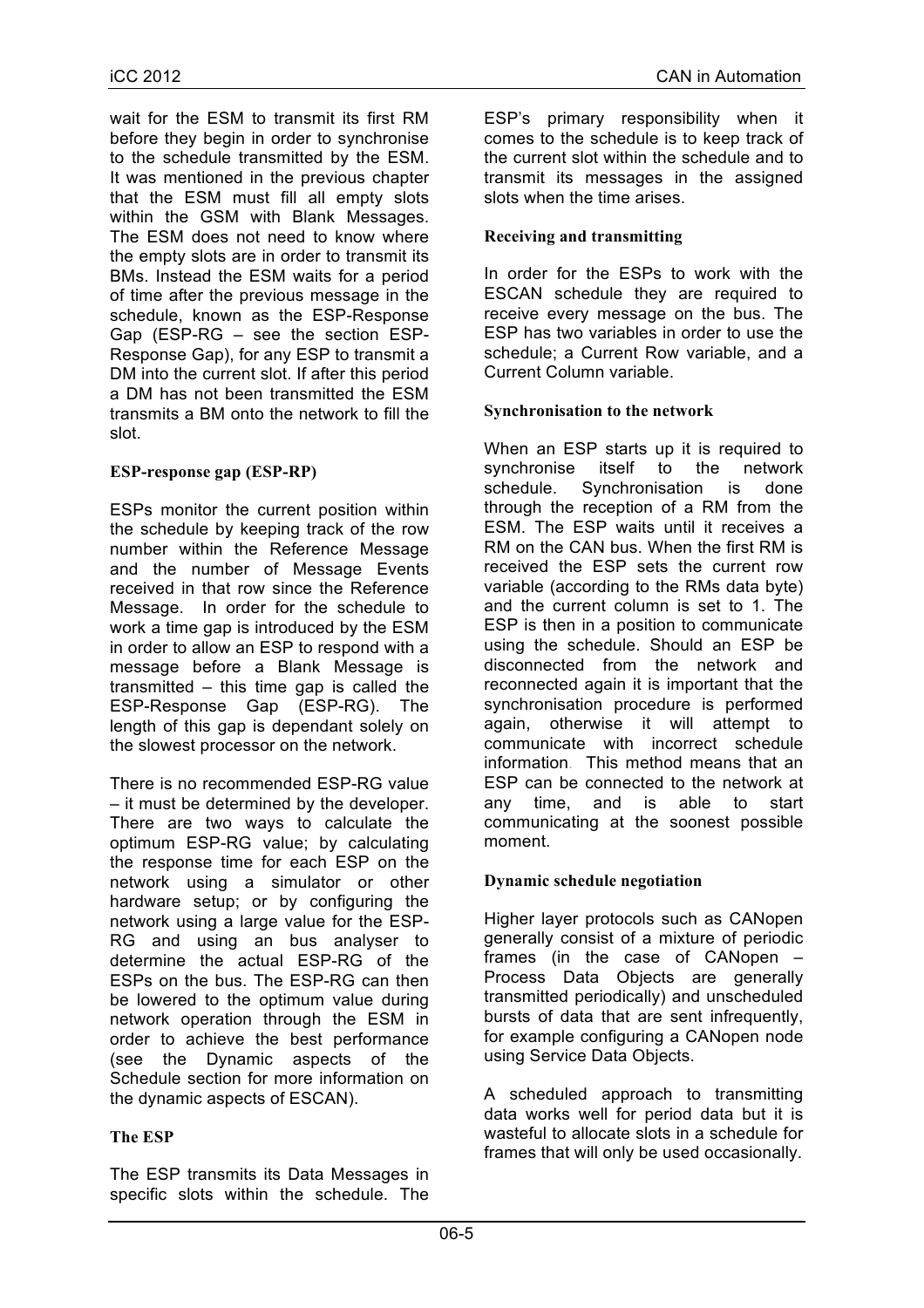wait for the ESM to transmit its first RM before they begin in order to synchronise to the schedule transmitted by the ESM. It was mentioned in the previous chapter that the ESM must fill all empty slots within the GSM with Blank Messages. The ESM does not need to know where the empty slots are in order to transmit its BMs. Instead the ESM waits for a period of time after the previous message in the schedule, known as the ESP-Response Gap (ESP-RG – see the section ESP-Response Gap), for any ESP to transmit a DM into the current slot. If after this period a DM has not been transmitted the ESM transmits a BM onto the network to fill the slot.

### ESP-response gap (ESP-RP)

ESPs monitor the current position within the schedule by keeping track of the row number within the Reference Message and the number of Message Events received in that row since the Reference Message. In order for the schedule to work a time gap is introduced by the ESM in order to allow an ESP to respond with a message before a Blank Message is transmitted – this time gap is called the ESP-Response Gap (ESP-RG). The length of this gap is dependant solely on the slowest processor on the network.

There is no recommended ESP-RG value – it must be determined by the developer. There are two ways to calculate the optimum ESP-RG value; by calculating the response time for each ESP on the network using a simulator or other hardware setup; or by configuring the network using a large value for the ESP-RG and using an bus analyser to determine the actual ESP-RG of the ESPs on the bus. The ESP-RG can then be lowered to the optimum value during network operation through the ESM in order to achieve the best performance (see the Dynamic aspects of the Schedule section for more information on the dynamic aspects of ESCAN).

### The ESP

The ESP transmits its Data Messages in specific slots within the schedule. The ESP's primary responsibility when it comes to the schedule is to keep track of the current slot within the schedule and to transmit its messages in the assigned slots when the time arises.

### Receiving and transmitting

In order for the ESPs to work with the ESCAN schedule they are required to receive every message on the bus. The ESP has two variables in order to use the schedule; a Current Row variable, and a Current Column variable.

### Synchronisation to the network

When an ESP starts up it is required to synchronise itself to the network schedule. Synchronisation is done through the reception of a RM from the ESM. The ESP waits until it receives a RM on the CAN bus. When the first RM is received the ESP sets the current row variable (according to the RMs data byte) and the current column is set to 1. The ESP is then in a position to communicate using the schedule. Should an ESP be disconnected from the network and reconnected again it is important that the synchronisation procedure is performed again, otherwise it will attempt to communicate with incorrect schedule information. This method means that an ESP can be connected to the network at any time, and is able to start communicating at the soonest possible moment.

### Dynamic schedule negotiation

Higher layer protocols such as CANopen generally consist of a mixture of periodic frames (in the case of CANopen – Process Data Objects are generally transmitted periodically) and unscheduled bursts of data that are sent infrequently, for example configuring a CANopen node using Service Data Objects.

A scheduled approach to transmitting data works well for period data but it is wasteful to allocate slots in a schedule for frames that will only be used occasionally.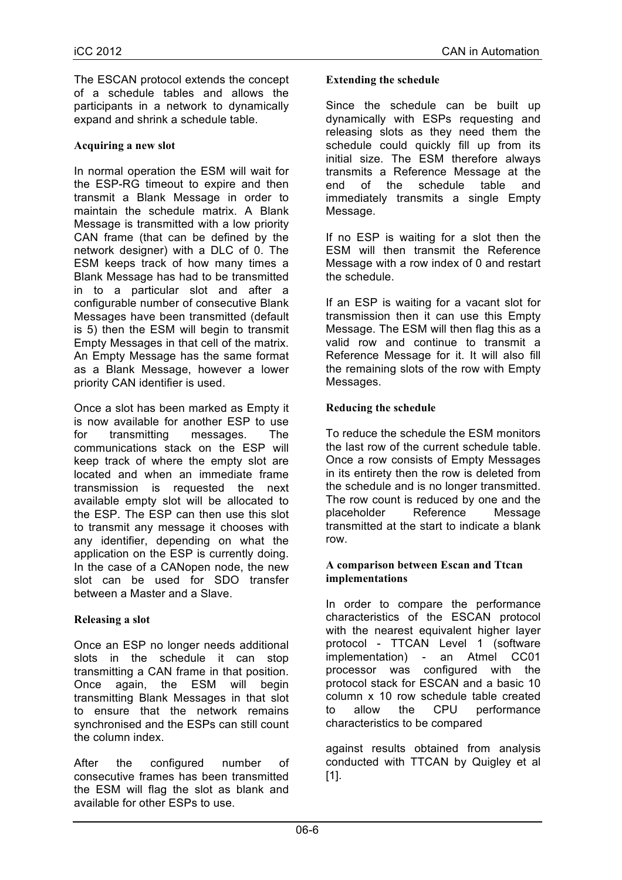The ESCAN protocol extends the concept of a schedule tables and allows the participants in a network to dynamically expand and shrink a schedule table.

### Acquiring a new slot

In normal operation the ESM will wait for the ESP-RG timeout to expire and then transmit a Blank Message in order to maintain the schedule matrix. A Blank Message is transmitted with a low priority CAN frame (that can be defined by the network designer) with a DLC of 0. The ESM keeps track of how many times a Blank Message has had to be transmitted in to a particular slot and after a configurable number of consecutive Blank Messages have been transmitted (default is 5) then the ESM will begin to transmit Empty Messages in that cell of the matrix. An Empty Message has the same format as a Blank Message, however a lower priority CAN identifier is used.

Once a slot has been marked as Empty it is now available for another ESP to use for transmitting messages. The communications stack on the ESP will keep track of where the empty slot are located and when an immediate frame transmission is requested the next available empty slot will be allocated to the ESP. The ESP can then use this slot to transmit any message it chooses with any identifier, depending on what the application on the ESP is currently doing. In the case of a CANopen node, the new slot can be used for SDO transfer between a Master and a Slave.

### Releasing a slot

Once an ESP no longer needs additional slots in the schedule it can stop transmitting a CAN frame in that position. Once again, the ESM will begin transmitting Blank Messages in that slot to ensure that the network remains synchronised and the ESPs can still count the column index.

After the configured number of consecutive frames has been transmitted the ESM will flag the slot as blank and available for other ESPs to use.

### Extending the schedule

Since the schedule can be built up dynamically with ESPs requesting and releasing slots as they need them the schedule could quickly fill up from its initial size. The ESM therefore always transmits a Reference Message at the end of the schedule table and immediately transmits a single Empty Message.

If no ESP is waiting for a slot then the ESM will then transmit the Reference Message with a row index of 0 and restart the schedule.

If an ESP is waiting for a vacant slot for transmission then it can use this Empty Message. The ESM will then flag this as a valid row and continue to transmit a Reference Message for it. It will also fill the remaining slots of the row with Empty Messages.

### Reducing the schedule

To reduce the schedule the ESM monitors the last row of the current schedule table. Once a row consists of Empty Messages in its entirety then the row is deleted from the schedule and is no longer transmitted. The row count is reduced by one and the placeholder Reference Message transmitted at the start to indicate a blank row.

### A comparison between Escan and Ttcan implementations

In order to compare the performance characteristics of the ESCAN protocol with the nearest equivalent higher layer protocol - TTCAN Level 1 (software implementation) - an Atmel CC01 processor was configured with the protocol stack for ESCAN and a basic 10 column x 10 row schedule table created to allow the CPU performance characteristics to be compared

against results obtained from analysis conducted with TTCAN by Quigley et al [1].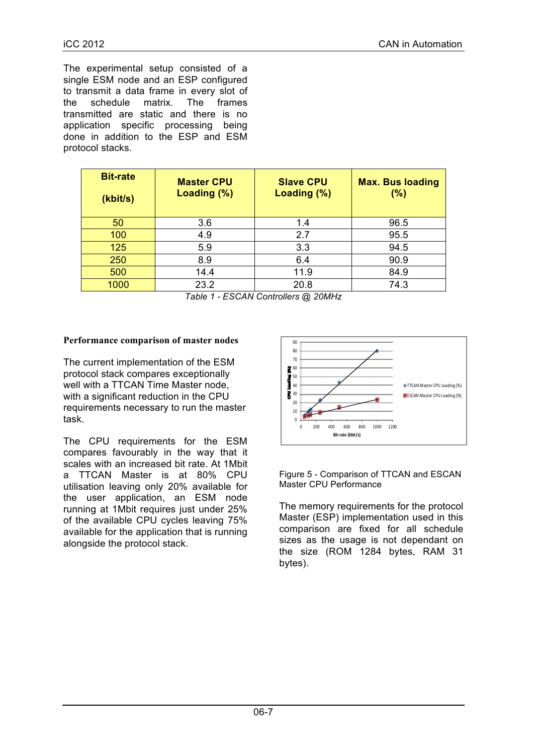The experimental setup consisted of a single ESM node and an ESP configured to transmit a data frame in every slot of the schedule matrix. The frames transmitted are static and there is no application specific processing being done in addition to the ESP and ESM protocol stacks.

| Bit-rate (kbit/s) | Master CPU Loading (%) | Slave CPU Loading (%) | Max. Bus loading (%) |
|---|---|---|---|
| 50 | 3.6 | 1.4 | 96.5 |
| 100 | 4.9 | 2.7 | 95.5 |
| 125 | 5.9 | 3.3 | 94.5 |
| 250 | 8.9 | 6.4 | 90.9 |
| 500 | 14.4 | 11.9 | 84.9 |
| 1000 | 23.2 | 20.8 | 74.3 |

*Table 1 - ESCAN Controllers @ 20MHz*

**Performance comparison of master nodes**

The current implementation of the ESM protocol stack compares exceptionally well with a TTCAN Time Master node, with a significant reduction in the CPU requirements necessary to run the master task.

The CPU requirements for the ESM compares favourably in the way that it scales with an increased bit rate. At 1Mbit a TTCAN Master is at 80% CPU utilisation leaving only 20% available for the user application, an ESM node running at 1Mbit requires just under 25% of the available CPU cycles leaving 75% available for the application that is running alongside the protocol stack.

Figure 5 - Comparison of TTCAN and ESCAN Master CPU Performance

The memory requirements for the protocol Master (ESP) implementation used in this comparison are fixed for all schedule sizes as the usage is not dependant on the size (ROM 1284 bytes, RAM 31 bytes).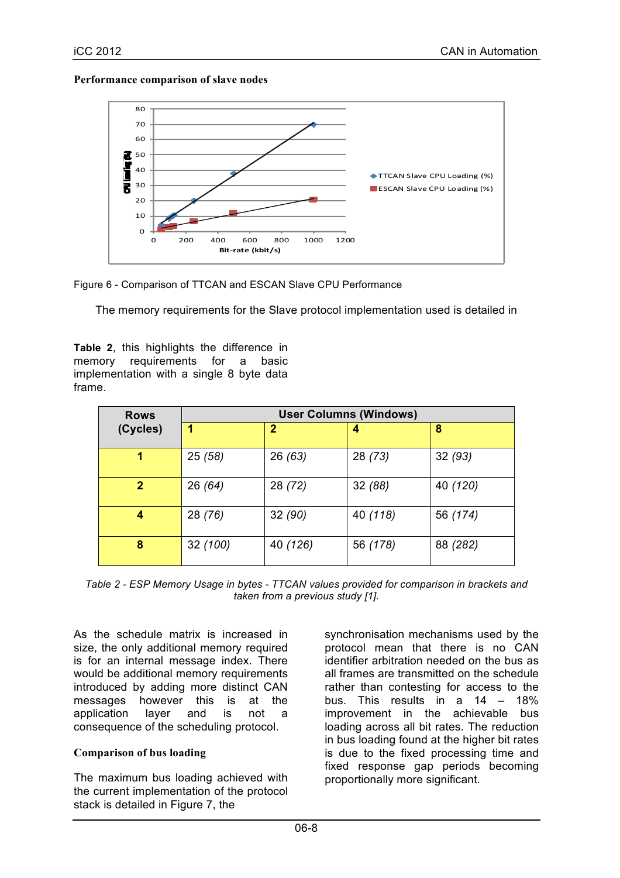**Performance comparison of slave nodes**

Figure 6 - Comparison of TTCAN and ESCAN Slave CPU Performance

The memory requirements for the Slave protocol implementation used is detailed in **Table 2**, this highlights the difference in memory requirements for a basic implementation with a single 8 byte data frame.

| Rows (Cycles) | User Columns (Windows) | | | |
|---|---|---|---|---|
| | **1** | **2** | **4** | **8** |
| **1** | 25 *(58)* | 26 *(63)* | 28 *(73)* | 32 *(93)* |
| **2** | 26 *(64)* | 28 *(72)* | 32 *(88)* | 40 *(120)* |
| **4** | 28 *(76)* | 32 *(90)* | 40 *(118)* | 56 *(174)* |
| **8** | 32 *(100)* | 40 *(126)* | 56 *(178)* | 88 *(282)* |

*Table 2 - ESP Memory Usage in bytes - TTCAN values provided for comparison in brackets and taken from a previous study [1].*

As the schedule matrix is increased in size, the only additional memory required is for an internal message index. There would be additional memory requirements introduced by adding more distinct CAN messages however this is at the application layer and is not a consequence of the scheduling protocol.

**Comparison of bus loading**

The maximum bus loading achieved with the current implementation of the protocol stack is detailed in Figure 7, the synchronisation mechanisms used by the protocol mean that there is no CAN identifier arbitration needed on the bus as all frames are transmitted on the schedule rather than contesting for access to the bus. This results in a 14 – 18% improvement in the achievable bus loading across all bit rates. The reduction in bus loading found at the higher bit rates is due to the fixed processing time and fixed response gap periods becoming proportionally more significant.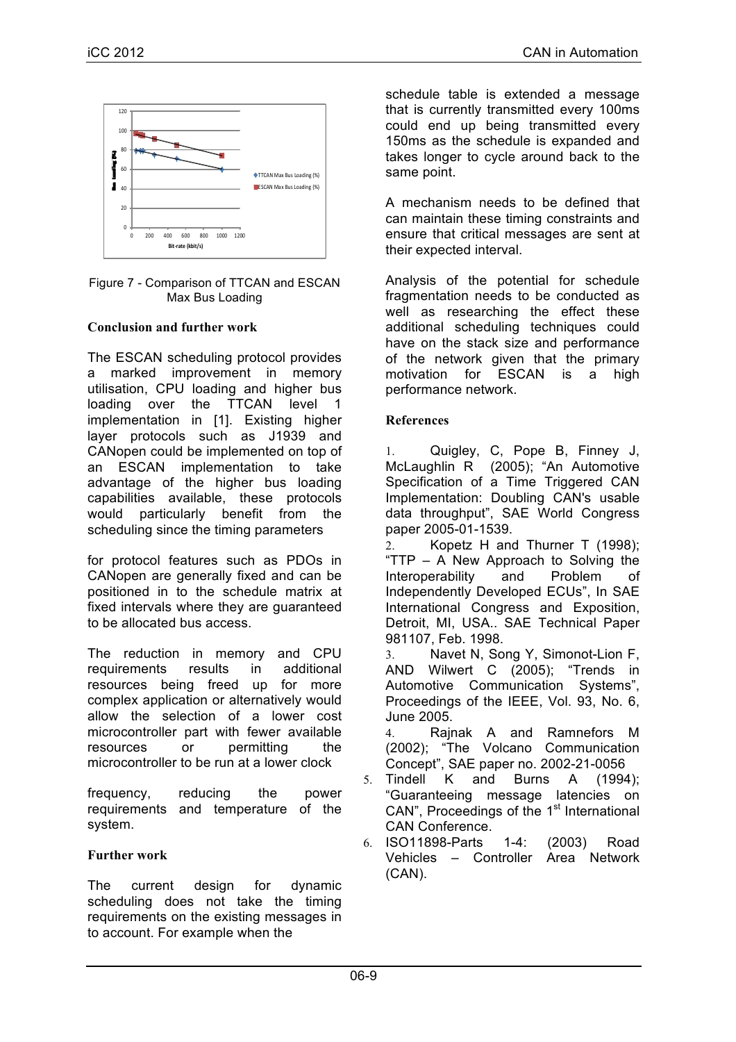Figure 7 - Comparison of TTCAN and ESCAN Max Bus Loading

### Conclusion and further work

The ESCAN scheduling protocol provides a marked improvement in memory utilisation, CPU loading and higher bus loading over the TTCAN level 1 implementation in [1]. Existing higher layer protocols such as J1939 and CANopen could be implemented on top of an ESCAN implementation to take advantage of the higher bus loading capabilities available, these protocols would particularly benefit from the scheduling since the timing parameters

for protocol features such as PDOs in CANopen are generally fixed and can be positioned in to the schedule matrix at fixed intervals where they are guaranteed to be allocated bus access.

The reduction in memory and CPU requirements results in additional resources being freed up for more complex application or alternatively would allow the selection of a lower cost microcontroller part with fewer available resources or permitting the microcontroller to be run at a lower clock

frequency, reducing the power requirements and temperature of the system.

### Further work

The current design for dynamic scheduling does not take the timing requirements on the existing messages in to account. For example when the schedule table is extended a message that is currently transmitted every 100ms could end up being transmitted every 150ms as the schedule is expanded and takes longer to cycle around back to the same point.

A mechanism needs to be defined that can maintain these timing constraints and ensure that critical messages are sent at their expected interval.

Analysis of the potential for schedule fragmentation needs to be conducted as well as researching the effect these additional scheduling techniques could have on the stack size and performance of the network given that the primary motivation for ESCAN is a high performance network.

### References

1. Quigley, C, Pope B, Finney J, McLaughlin R (2005); "An Automotive Specification of a Time Triggered CAN Implementation: Doubling CAN's usable data throughput", SAE World Congress paper 2005-01-1539.
2. Kopetz H and Thurner T (1998); "TTP – A New Approach to Solving the Interoperability and Problem of Independently Developed ECUs", In SAE International Congress and Exposition, Detroit, MI, USA.. SAE Technical Paper 981107, Feb. 1998.
3. Navet N, Song Y, Simonot-Lion F, AND Wilwert C (2005); "Trends in Automotive Communication Systems", Proceedings of the IEEE, Vol. 93, No. 6, June 2005.
4. Rajnak A and Ramnefors M (2002); "The Volcano Communication Concept", SAE paper no. 2002-21-0056
5. Tindell K and Burns A (1994); "Guaranteeing message latencies on CAN", Proceedings of the 1st International CAN Conference.
6. ISO11898-Parts 1-4: (2003) Road Vehicles – Controller Area Network (CAN).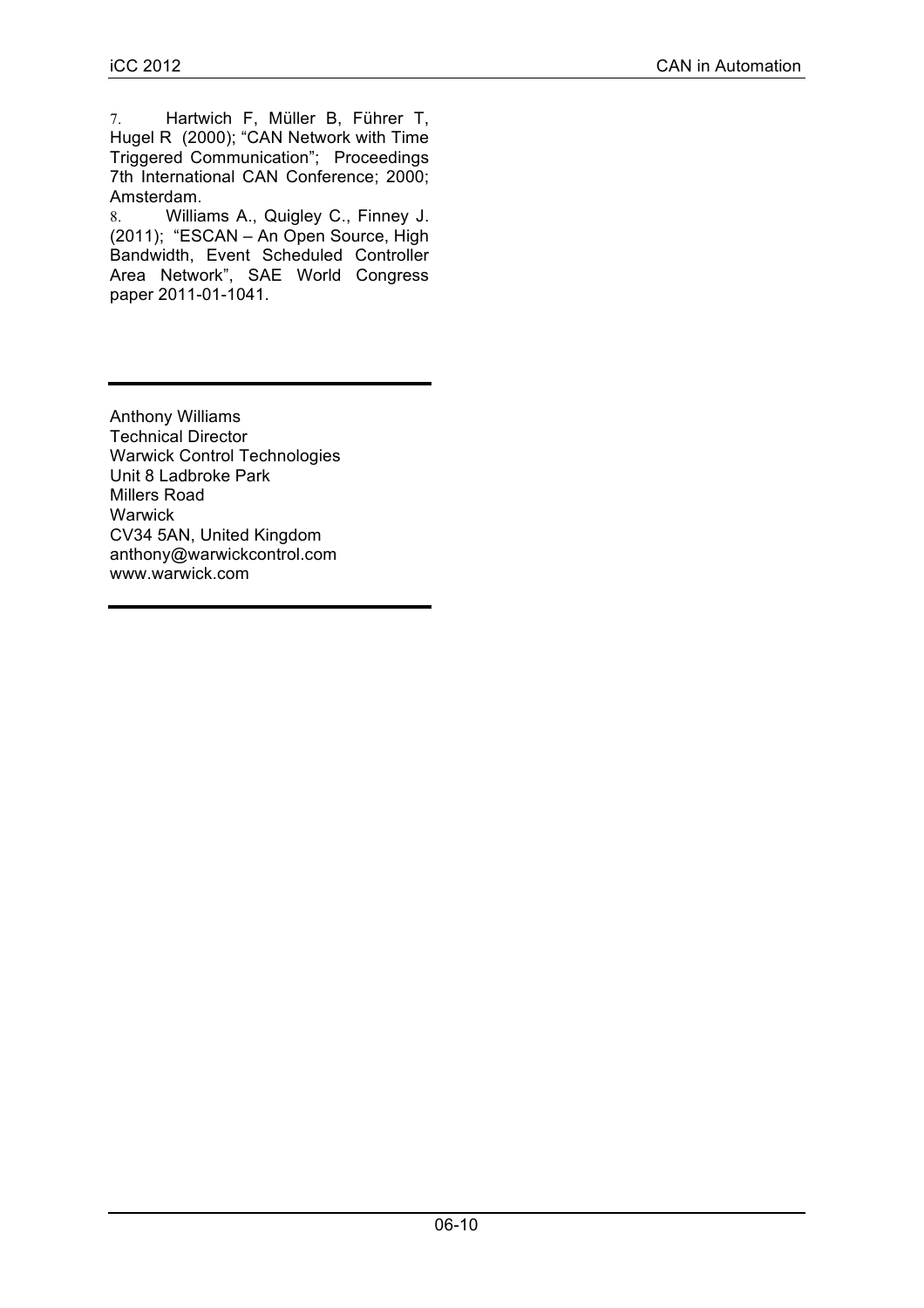7. Hartwich F, Müller B, Führer T, Hugel R (2000); “CAN Network with Time Triggered Communication”; Proceedings 7th International CAN Conference; 2000; Amsterdam.
8. Williams A., Quigley C., Finney J. (2011); “ESCAN – An Open Source, High Bandwidth, Event Scheduled Controller Area Network”, SAE World Congress paper 2011-01-1041.

---

Anthony Williams
Technical Director
Warwick Control Technologies
Unit 8 Ladbroke Park
Millers Road
Warwick
CV34 5AN, United Kingdom
anthony@warwickcontrol.com
www.warwick.com

---